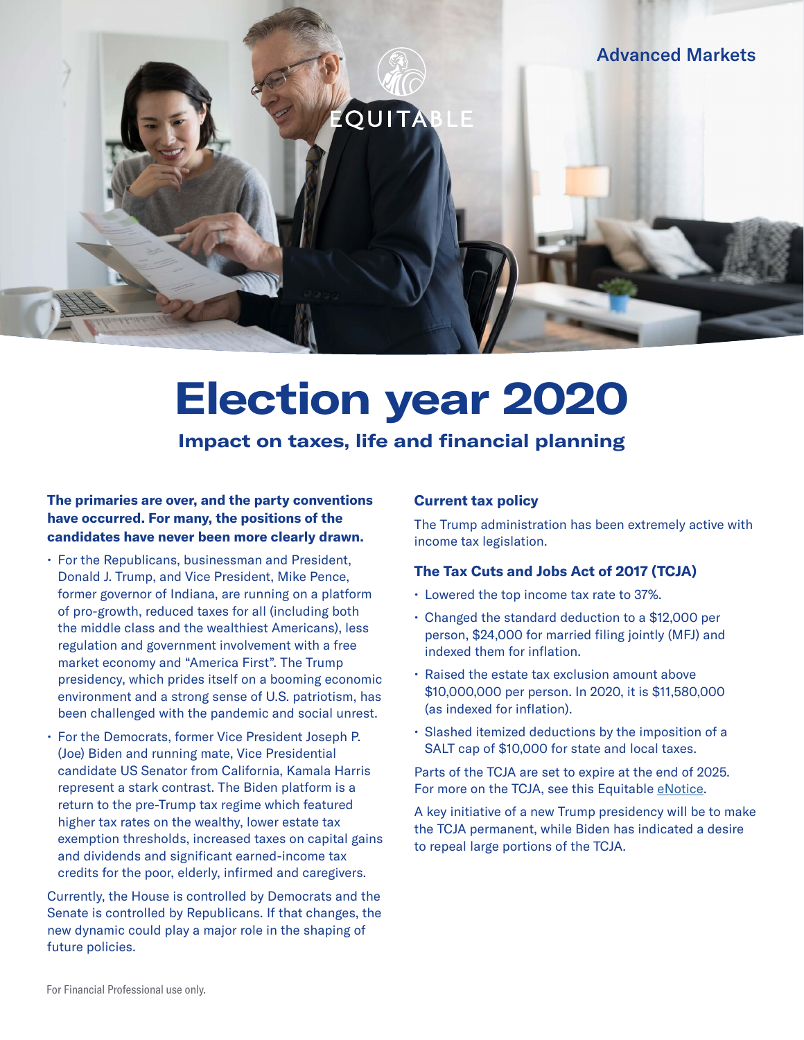Advanced Markets

# Election year 2020

## Impact on taxes, life and financial planning

**The primaries are over, and the party conventions have occurred. For many, the positions of the candidates have never been more clearly drawn.**

- For the Republicans, businessman and President, Donald J. Trump, and Vice President, Mike Pence, former governor of Indiana, are running on a platform of pro-growth, reduced taxes for all (including both the middle class and the wealthiest Americans), less regulation and government involvement with a free market economy and "America First". The Trump presidency, which prides itself on a booming economic environment and a strong sense of U.S. patriotism, has been challenged with the pandemic and social unrest.
- For the Democrats, former Vice President Joseph P. (Joe) Biden and running mate, Vice Presidential candidate US Senator from California, Kamala Harris represent a stark contrast. The Biden platform is a return to the pre-Trump tax regime which featured higher tax rates on the wealthy, lower estate tax exemption thresholds, increased taxes on capital gains and dividends and significant earned-income tax credits for the poor, elderly, infirmed and caregivers.

Currently, the House is controlled by Democrats and the Senate is controlled by Republicans. If that changes, the new dynamic could play a major role in the shaping of future policies.

### Current tax policy

The Trump administration has been extremely active with income tax legislation.

### The Tax Cuts and Jobs Act of 2017 (TCJA)

- Lowered the top income tax rate to 37%.
- Changed the standard deduction to a $12,000 per person, $24,000 for married filing jointly (MFJ) and indexed them for inflation.
- Raised the estate tax exclusion amount above $10,000,000 per person. In 2020, it is $11,580,000 (as indexed for inflation).
- Slashed itemized deductions by the imposition of a SALT cap of $10,000 for state and local taxes.

Parts of the TCJA are set to expire at the end of 2025. For more on the TCJA, see this Equitable eNotice.

A key initiative of a new Trump presidency will be to make the TCJA permanent, while Biden has indicated a desire to repeal large portions of the TCJA.

For Financial Professional use only.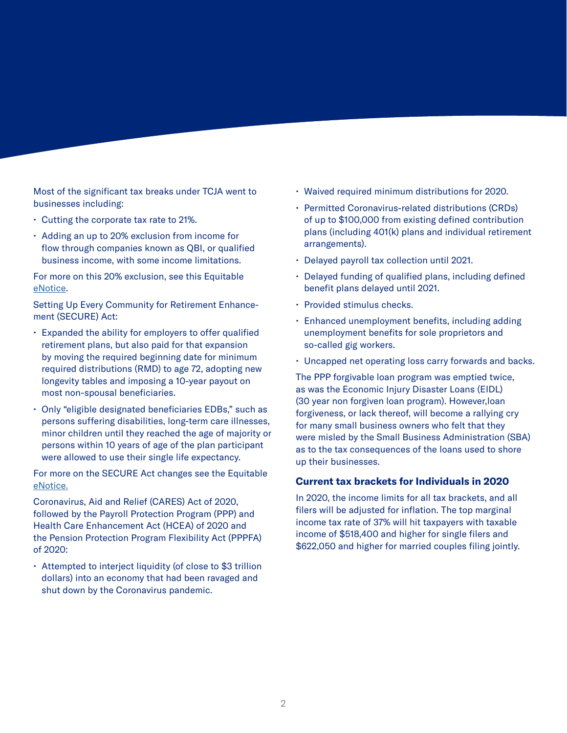Most of the significant tax breaks under TCJA went to businesses including:

- Cutting the corporate tax rate to 21%.
- Adding an up to 20% exclusion from income for flow through companies known as QBI, or qualified business income, with some income limitations.

For more on this 20% exclusion, see this Equitable eNotice.

Setting Up Every Community for Retirement Enhancement (SECURE) Act:

- Expanded the ability for employers to offer qualified retirement plans, but also paid for that expansion by moving the required beginning date for minimum required distributions (RMD) to age 72, adopting new longevity tables and imposing a 10-year payout on most non-spousal beneficiaries.
- Only "eligible designated beneficiaries EDBs," such as persons suffering disabilities, long-term care illnesses, minor children until they reached the age of majority or persons within 10 years of age of the plan participant were allowed to use their single life expectancy.

For more on the SECURE Act changes see the Equitable eNotice.

Coronavirus, Aid and Relief (CARES) Act of 2020, followed by the Payroll Protection Program (PPP) and Health Care Enhancement Act (HCEA) of 2020 and the Pension Protection Program Flexibility Act (PPPFA) of 2020:

- Attempted to interject liquidity (of close to $3 trillion dollars) into an economy that had been ravaged and shut down by the Coronavirus pandemic.
- Waived required minimum distributions for 2020.
- Permitted Coronavirus-related distributions (CRDs) of up to $100,000 from existing defined contribution plans (including 401(k) plans and individual retirement arrangements).
- Delayed payroll tax collection until 2021.
- Delayed funding of qualified plans, including defined benefit plans delayed until 2021.
- Provided stimulus checks.
- Enhanced unemployment benefits, including adding unemployment benefits for sole proprietors and so-called gig workers.
- Uncapped net operating loss carry forwards and backs.

The PPP forgivable loan program was emptied twice, as was the Economic Injury Disaster Loans (EIDL) (30 year non forgiven loan program). However,loan forgiveness, or lack thereof, will become a rallying cry for many small business owners who felt that they were misled by the Small Business Administration (SBA) as to the tax consequences of the loans used to shore up their businesses.

### Current tax brackets for Individuals in 2020

In 2020, the income limits for all tax brackets, and all filers will be adjusted for inflation. The top marginal income tax rate of 37% will hit taxpayers with taxable income of $518,400 and higher for single filers and $622,050 and higher for married couples filing jointly.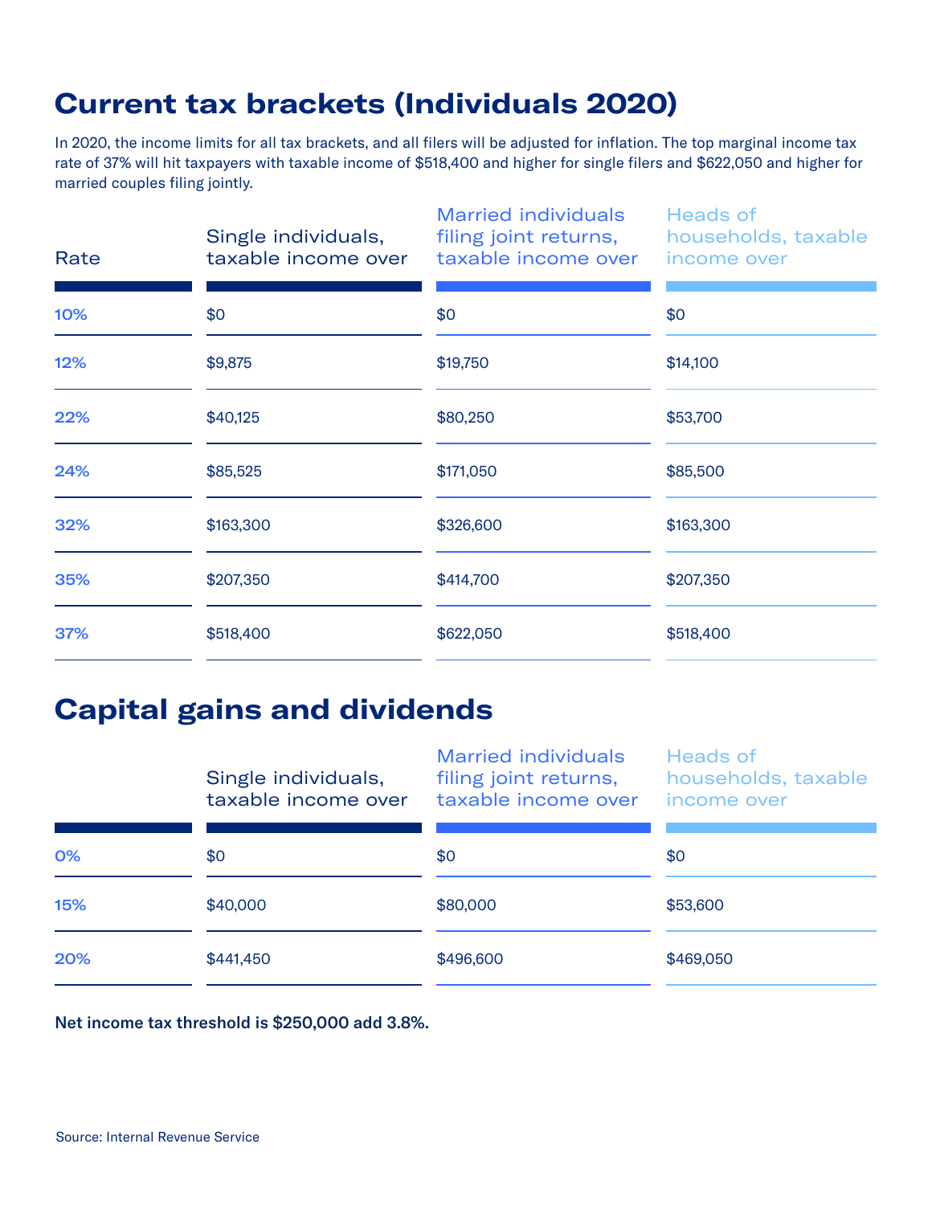# Current tax brackets (Individuals 2020)

In 2020, the income limits for all tax brackets, and all filers will be adjusted for inflation. The top marginal income tax rate of 37% will hit taxpayers with taxable income of $518,400 and higher for single filers and $622,050 and higher for married couples filing jointly.

| Rate | Single individuals, taxable income over | Married individuals filing joint returns, taxable income over | Heads of households, taxable income over |
|---|---|---|---|
| 10% | $0 | $0 | $0 |
| 12% | $9,875 | $19,750 | $14,100 |
| 22% | $40,125 | $80,250 | $53,700 |
| 24% | $85,525 | $171,050 | $85,500 |
| 32% | $163,300 | $326,600 | $163,300 |
| 35% | $207,350 | $414,700 | $207,350 |
| 37% | $518,400 | $622,050 | $518,400 |

# Capital gains and dividends

| | Single individuals, taxable income over | Married individuals filing joint returns, taxable income over | Heads of households, taxable income over |
|---|---|---|---|
| 0% | $0 | $0 | $0 |
| 15% | $40,000 | $80,000 | $53,600 |
| 20% | $441,450 | $496,600 | $469,050 |

**Net income tax threshold is $250,000 add 3.8%.**

Source: Internal Revenue Service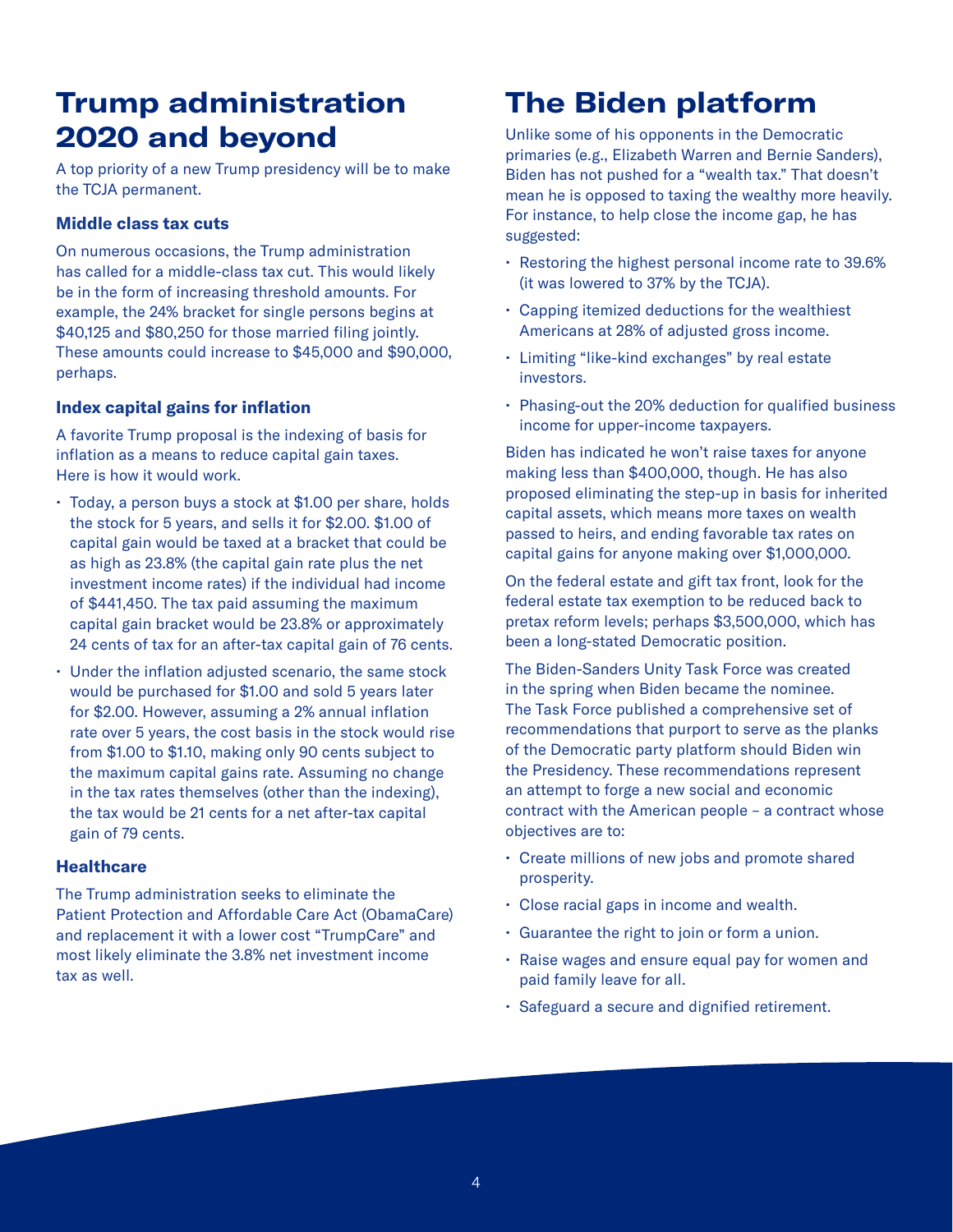# Trump administration 2020 and beyond

A top priority of a new Trump presidency will be to make the TCJA permanent.

### Middle class tax cuts

On numerous occasions, the Trump administration has called for a middle-class tax cut. This would likely be in the form of increasing threshold amounts. For example, the 24% bracket for single persons begins at $40,125 and $80,250 for those married filing jointly. These amounts could increase to $45,000 and $90,000, perhaps.

### Index capital gains for inflation

A favorite Trump proposal is the indexing of basis for inflation as a means to reduce capital gain taxes. Here is how it would work.

- Today, a person buys a stock at $1.00 per share, holds the stock for 5 years, and sells it for $2.00. $1.00 of capital gain would be taxed at a bracket that could be as high as 23.8% (the capital gain rate plus the net investment income rates) if the individual had income of $441,450. The tax paid assuming the maximum capital gain bracket would be 23.8% or approximately 24 cents of tax for an after-tax capital gain of 76 cents.
- Under the inflation adjusted scenario, the same stock would be purchased for $1.00 and sold 5 years later for $2.00. However, assuming a 2% annual inflation rate over 5 years, the cost basis in the stock would rise from $1.00 to $1.10, making only 90 cents subject to the maximum capital gains rate. Assuming no change in the tax rates themselves (other than the indexing), the tax would be 21 cents for a net after-tax capital gain of 79 cents.

### Healthcare

The Trump administration seeks to eliminate the Patient Protection and Affordable Care Act (ObamaCare) and replacement it with a lower cost "TrumpCare" and most likely eliminate the 3.8% net investment income tax as well.

# The Biden platform

Unlike some of his opponents in the Democratic primaries (e.g., Elizabeth Warren and Bernie Sanders), Biden has not pushed for a "wealth tax." That doesn't mean he is opposed to taxing the wealthy more heavily. For instance, to help close the income gap, he has suggested:

- Restoring the highest personal income rate to 39.6% (it was lowered to 37% by the TCJA).
- Capping itemized deductions for the wealthiest Americans at 28% of adjusted gross income.
- Limiting "like-kind exchanges" by real estate investors.
- Phasing-out the 20% deduction for qualified business income for upper-income taxpayers.

Biden has indicated he won't raise taxes for anyone making less than $400,000, though. He has also proposed eliminating the step-up in basis for inherited capital assets, which means more taxes on wealth passed to heirs, and ending favorable tax rates on capital gains for anyone making over $1,000,000.

On the federal estate and gift tax front, look for the federal estate tax exemption to be reduced back to pretax reform levels; perhaps $3,500,000, which has been a long-stated Democratic position.

The Biden-Sanders Unity Task Force was created in the spring when Biden became the nominee. The Task Force published a comprehensive set of recommendations that purport to serve as the planks of the Democratic party platform should Biden win the Presidency. These recommendations represent an attempt to forge a new social and economic contract with the American people – a contract whose objectives are to:

- Create millions of new jobs and promote shared prosperity.
- Close racial gaps in income and wealth.
- Guarantee the right to join or form a union.
- Raise wages and ensure equal pay for women and paid family leave for all.
- Safeguard a secure and dignified retirement.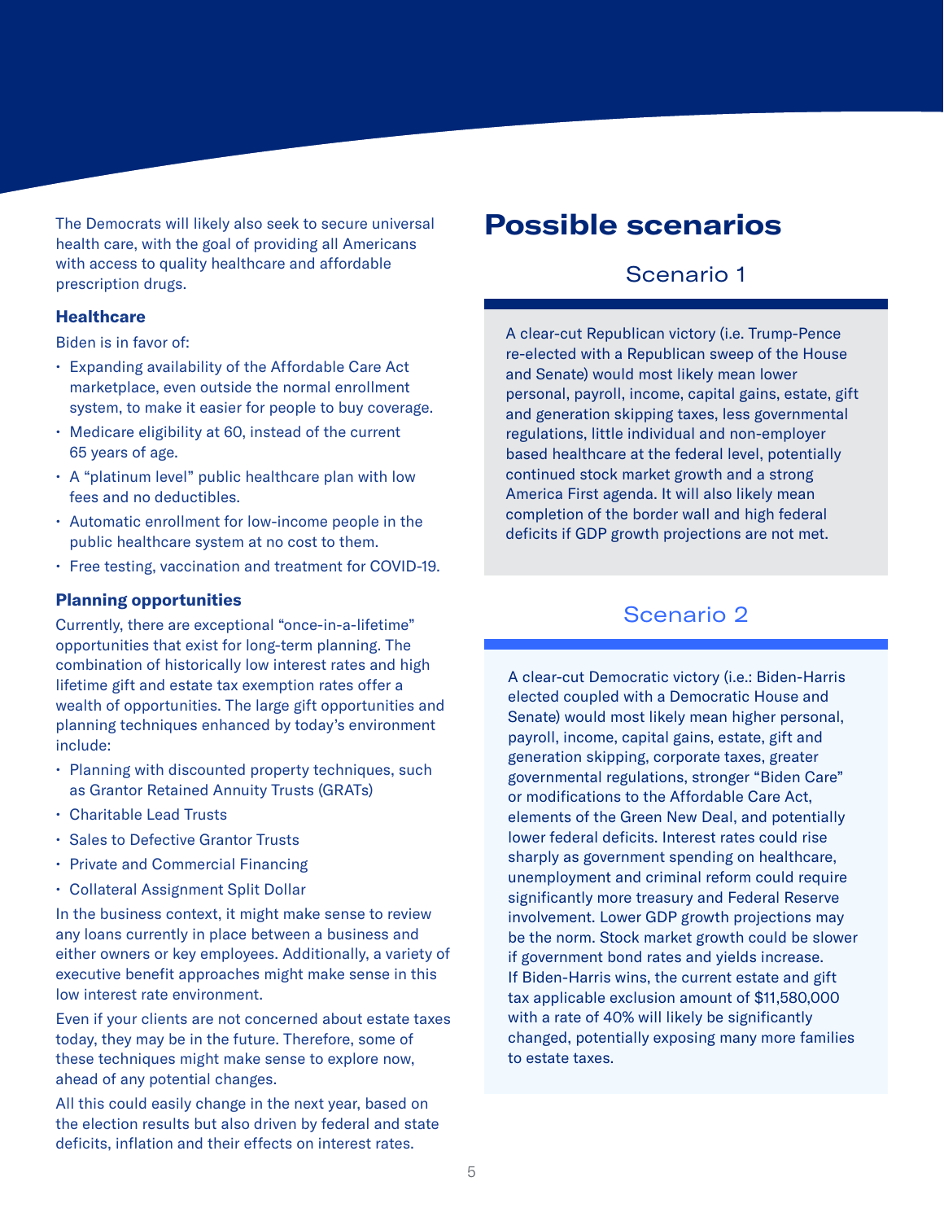The Democrats will likely also seek to secure universal health care, with the goal of providing all Americans with access to quality healthcare and affordable prescription drugs.

### Healthcare

Biden is in favor of:

- Expanding availability of the Affordable Care Act marketplace, even outside the normal enrollment system, to make it easier for people to buy coverage.
- Medicare eligibility at 60, instead of the current 65 years of age.
- A "platinum level" public healthcare plan with low fees and no deductibles.
- Automatic enrollment for low-income people in the public healthcare system at no cost to them.
- Free testing, vaccination and treatment for COVID-19.

### Planning opportunities

Currently, there are exceptional "once-in-a-lifetime" opportunities that exist for long-term planning. The combination of historically low interest rates and high lifetime gift and estate tax exemption rates offer a wealth of opportunities. The large gift opportunities and planning techniques enhanced by today's environment include:

- Planning with discounted property techniques, such as Grantor Retained Annuity Trusts (GRATs)
- Charitable Lead Trusts
- Sales to Defective Grantor Trusts
- Private and Commercial Financing
- Collateral Assignment Split Dollar

In the business context, it might make sense to review any loans currently in place between a business and either owners or key employees. Additionally, a variety of executive benefit approaches might make sense in this low interest rate environment.

Even if your clients are not concerned about estate taxes today, they may be in the future. Therefore, some of these techniques might make sense to explore now, ahead of any potential changes.

All this could easily change in the next year, based on the election results but also driven by federal and state deficits, inflation and their effects on interest rates.

# Possible scenarios

## Scenario 1

A clear-cut Republican victory (i.e. Trump-Pence re-elected with a Republican sweep of the House and Senate) would most likely mean lower personal, payroll, income, capital gains, estate, gift and generation skipping taxes, less governmental regulations, little individual and non-employer based healthcare at the federal level, potentially continued stock market growth and a strong America First agenda. It will also likely mean completion of the border wall and high federal deficits if GDP growth projections are not met.

## Scenario 2

A clear-cut Democratic victory (i.e.: Biden-Harris elected coupled with a Democratic House and Senate) would most likely mean higher personal, payroll, income, capital gains, estate, gift and generation skipping, corporate taxes, greater governmental regulations, stronger "Biden Care" or modifications to the Affordable Care Act, elements of the Green New Deal, and potentially lower federal deficits. Interest rates could rise sharply as government spending on healthcare, unemployment and criminal reform could require significantly more treasury and Federal Reserve involvement. Lower GDP growth projections may be the norm. Stock market growth could be slower if government bond rates and yields increase. If Biden-Harris wins, the current estate and gift tax applicable exclusion amount of $11,580,000 with a rate of 40% will likely be significantly changed, potentially exposing many more families to estate taxes.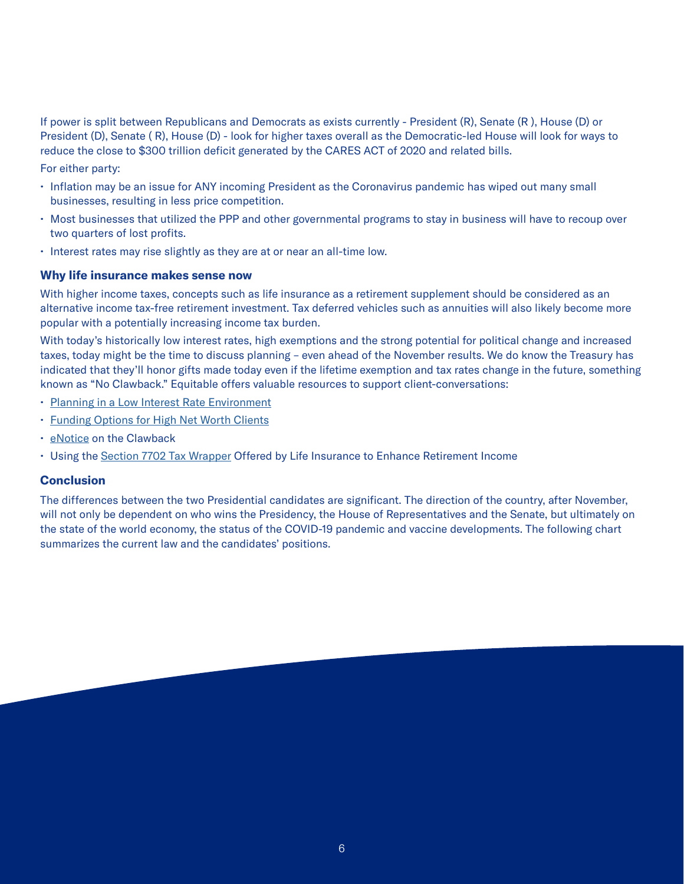If power is split between Republicans and Democrats as exists currently - President (R), Senate (R ), House (D) or President (D), Senate ( R), House (D) - look for higher taxes overall as the Democratic-led House will look for ways to reduce the close to $300 trillion deficit generated by the CARES ACT of 2020 and related bills.

For either party:

- Inflation may be an issue for ANY incoming President as the Coronavirus pandemic has wiped out many small businesses, resulting in less price competition.
- Most businesses that utilized the PPP and other governmental programs to stay in business will have to recoup over two quarters of lost profits.
- Interest rates may rise slightly as they are at or near an all-time low.

### Why life insurance makes sense now

With higher income taxes, concepts such as life insurance as a retirement supplement should be considered as an alternative income tax-free retirement investment. Tax deferred vehicles such as annuities will also likely become more popular with a potentially increasing income tax burden.

With today's historically low interest rates, high exemptions and the strong potential for political change and increased taxes, today might be the time to discuss planning – even ahead of the November results. We do know the Treasury has indicated that they'll honor gifts made today even if the lifetime exemption and tax rates change in the future, something known as "No Clawback." Equitable offers valuable resources to support client-conversations:

- Planning in a Low Interest Rate Environment
- Funding Options for High Net Worth Clients
- eNotice on the Clawback
- Using the Section 7702 Tax Wrapper Offered by Life Insurance to Enhance Retirement Income

### Conclusion

The differences between the two Presidential candidates are significant. The direction of the country, after November, will not only be dependent on who wins the Presidency, the House of Representatives and the Senate, but ultimately on the state of the world economy, the status of the COVID-19 pandemic and vaccine developments. The following chart summarizes the current law and the candidates' positions.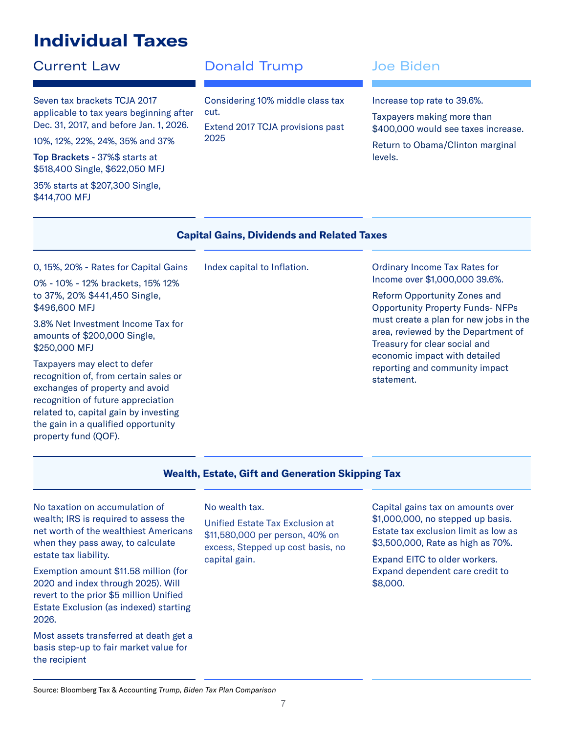# Individual Taxes

| Current Law | Donald Trump | Joe Biden |
|---|---|---|
| Seven tax brackets TCJA 2017 applicable to tax years beginning after Dec. 31, 2017, and before Jan. 1, 2026.<br>10%, 12%, 22%, 24%, 35% and 37%<br>**Top Brackets** - 37%$ starts at $518,400 Single, $622,050 MFJ<br>35% starts at $207,300 Single, $414,700 MFJ | Considering 10% middle class tax cut.<br>Extend 2017 TCJA provisions past 2025 | Increase top rate to 39.6%.<br>Taxpayers making more than $400,000 would see taxes increase.<br>Return to Obama/Clinton marginal levels. |
| **Capital Gains, Dividends and Related Taxes** | | |
| 0, 15%, 20% - Rates for Capital Gains<br>0% - 10% - 12% brackets, 15% 12% to 37%, 20% $441,450 Single, $496,600 MFJ<br>3.8% Net Investment Income Tax for amounts of $200,000 Single, $250,000 MFJ<br>Taxpayers may elect to defer recognition of, from certain sales or exchanges of property and avoid recognition of future appreciation related to, capital gain by investing the gain in a qualified opportunity property fund (QOF). | Index capital to Inflation. | Ordinary Income Tax Rates for Income over $1,000,000 39.6%.<br>Reform Opportunity Zones and Opportunity Property Funds- NFPs must create a plan for new jobs in the area, reviewed by the Department of Treasury for clear social and economic impact with detailed reporting and community impact statement. |
| **Wealth, Estate, Gift and Generation Skipping Tax** | | |
| No taxation on accumulation of wealth; IRS is required to assess the net worth of the wealthiest Americans when they pass away, to calculate estate tax liability.<br>Exemption amount $11.58 million (for 2020 and index through 2025). Will revert to the prior $5 million Unified Estate Exclusion (as indexed) starting 2026.<br>Most assets transferred at death get a basis step-up to fair market value for the recipient | No wealth tax.<br>Unified Estate Tax Exclusion at $11,580,000 per person, 40% on excess, Stepped up cost basis, no capital gain. | Capital gains tax on amounts over $1,000,000, no stepped up basis. Estate tax exclusion limit as low as $3,500,000, Rate as high as 70%.<br>Expand EITC to older workers. Expand dependent care credit to $8,000. |

Source: Bloomberg Tax & Accounting *Trump, Biden Tax Plan Comparison*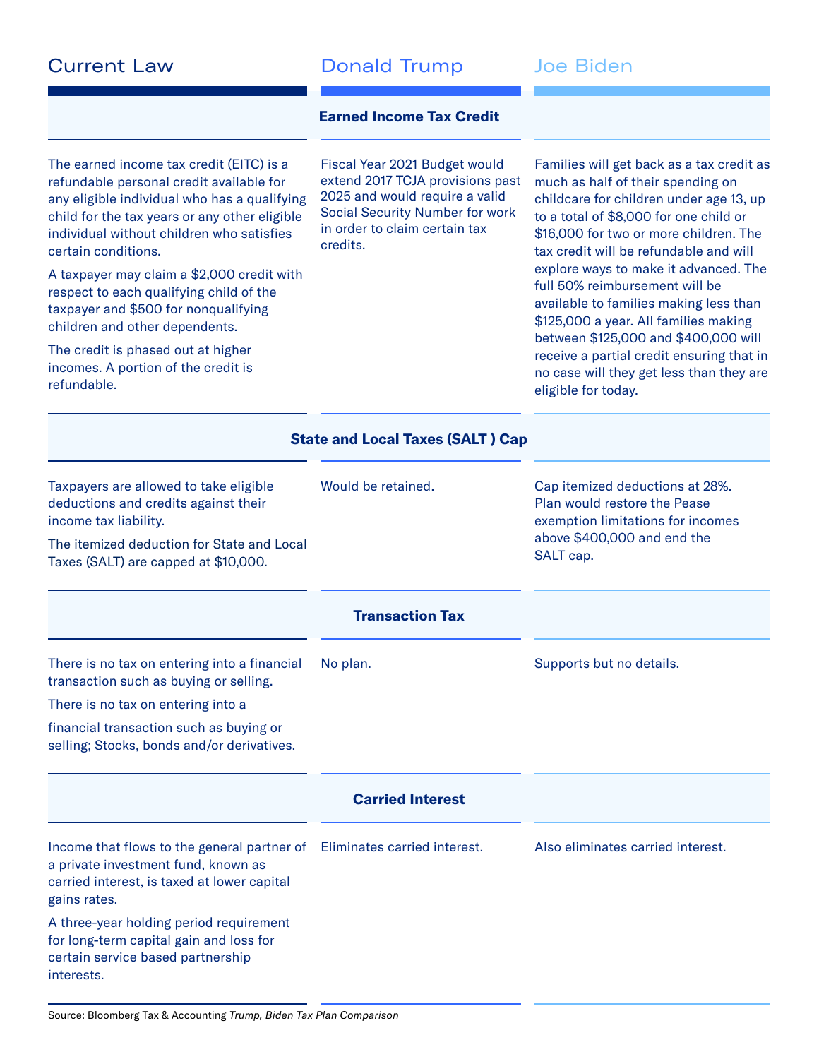| Current Law | Donald Trump | Joe Biden |
|---|---|---|
| **Earned Income Tax Credit** | | |
| The earned income tax credit (EITC) is a refundable personal credit available for any eligible individual who has a qualifying child for the tax years or any other eligible individual without children who satisfies certain conditions.<br><br>A taxpayer may claim a $2,000 credit with respect to each qualifying child of the taxpayer and $500 for nonqualifying children and other dependents.<br><br>The credit is phased out at higher incomes. A portion of the credit is refundable. | Fiscal Year 2021 Budget would extend 2017 TCJA provisions past 2025 and would require a valid Social Security Number for work in order to claim certain tax credits. | Families will get back as a tax credit as much as half of their spending on childcare for children under age 13, up to a total of $8,000 for one child or $16,000 for two or more children. The tax credit will be refundable and will explore ways to make it advanced. The full 50% reimbursement will be available to families making less than $125,000 a year. All families making between $125,000 and $400,000 will receive a partial credit ensuring that in no case will they get less than they are eligible for today. |
| **State and Local Taxes (SALT ) Cap** | | |
| Taxpayers are allowed to take eligible deductions and credits against their income tax liability.<br><br>The itemized deduction for State and Local Taxes (SALT) are capped at $10,000. | Would be retained. | Cap itemized deductions at 28%. Plan would restore the Pease exemption limitations for incomes above $400,000 and end the SALT cap. |
| **Transaction Tax** | | |
| There is no tax on entering into a financial transaction such as buying or selling.<br><br>There is no tax on entering into a financial transaction such as buying or selling; Stocks, bonds and/or derivatives. | No plan. | Supports but no details. |
| **Carried Interest** | | |
| Income that flows to the general partner of a private investment fund, known as carried interest, is taxed at lower capital gains rates.<br><br>A three-year holding period requirement for long-term capital gain and loss for certain service based partnership interests. | Eliminates carried interest. | Also eliminates carried interest. |

Source: Bloomberg Tax & Accounting *Trump, Biden Tax Plan Comparison*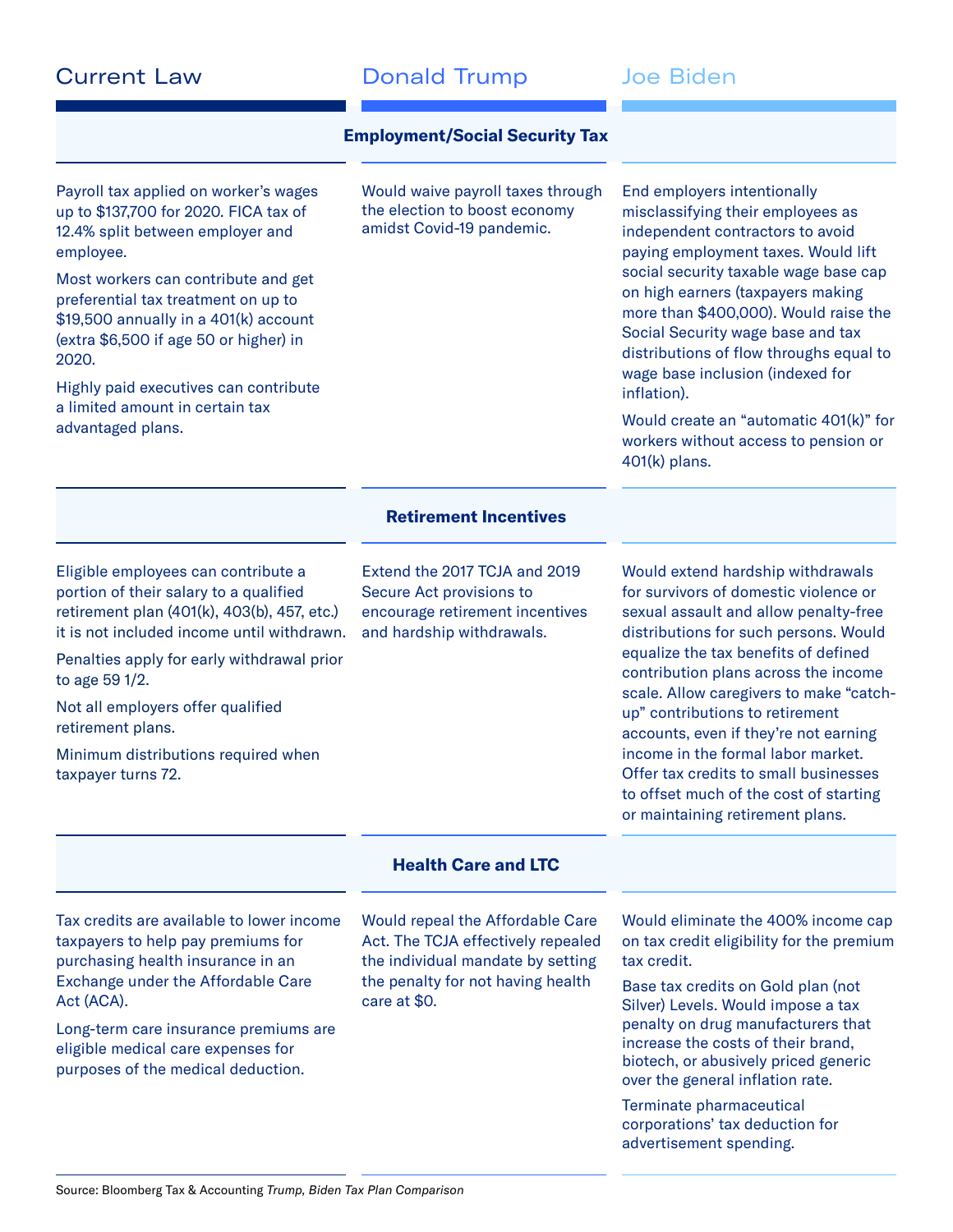| Current Law | Donald Trump | Joe Biden |
|---|---|---|
| **Employment/Social Security Tax** | | |
| Payroll tax applied on worker's wages up to $137,700 for 2020. FICA tax of 12.4% split between employer and employee.<br><br>Most workers can contribute and get preferential tax treatment on up to $19,500 annually in a 401(k) account (extra $6,500 if age 50 or higher) in 2020.<br><br>Highly paid executives can contribute a limited amount in certain tax advantaged plans. | Would waive payroll taxes through the election to boost economy amidst Covid-19 pandemic. | End employers intentionally misclassifying their employees as independent contractors to avoid paying employment taxes. Would lift social security taxable wage base cap on high earners (taxpayers making more than $400,000). Would raise the Social Security wage base and tax distributions of flow throughs equal to wage base inclusion (indexed for inflation).<br><br>Would create an "automatic 401(k)" for workers without access to pension or 401(k) plans. |
| **Retirement Incentives** | | |
| Eligible employees can contribute a portion of their salary to a qualified retirement plan (401(k), 403(b), 457, etc.) it is not included income until withdrawn.<br><br>Penalties apply for early withdrawal prior to age 59 1/2.<br><br>Not all employers offer qualified retirement plans.<br><br>Minimum distributions required when taxpayer turns 72. | Extend the 2017 TCJA and 2019 Secure Act provisions to encourage retirement incentives and hardship withdrawals. | Would extend hardship withdrawals for survivors of domestic violence or sexual assault and allow penalty-free distributions for such persons. Would equalize the tax benefits of defined contribution plans across the income scale. Allow caregivers to make "catch-up" contributions to retirement accounts, even if they're not earning income in the formal labor market. Offer tax credits to small businesses to offset much of the cost of starting or maintaining retirement plans. |
| **Health Care and LTC** | | |
| Tax credits are available to lower income taxpayers to help pay premiums for purchasing health insurance in an Exchange under the Affordable Care Act (ACA).<br><br>Long-term care insurance premiums are eligible medical care expenses for purposes of the medical deduction. | Would repeal the Affordable Care Act. The TCJA effectively repealed the individual mandate by setting the penalty for not having health care at $0. | Would eliminate the 400% income cap on tax credit eligibility for the premium tax credit.<br><br>Base tax credits on Gold plan (not Silver) Levels. Would impose a tax penalty on drug manufacturers that increase the costs of their brand, biotech, or abusively priced generic over the general inflation rate.<br><br>Terminate pharmaceutical corporations' tax deduction for advertisement spending. |

Source: Bloomberg Tax & Accounting *Trump, Biden Tax Plan Comparison*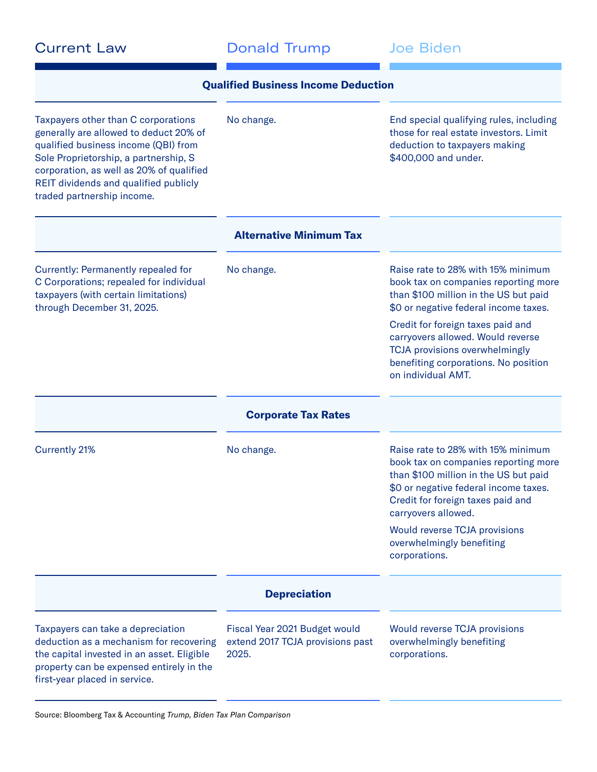| Current Law | Donald Trump | Joe Biden |
| --- | --- | --- |
| **Qualified Business Income Deduction** | | |
| Taxpayers other than C corporations generally are allowed to deduct 20% of qualified business income (QBI) from Sole Proprietorship, a partnership, S corporation, as well as 20% of qualified REIT dividends and qualified publicly traded partnership income. | No change. | End special qualifying rules, including those for real estate investors. Limit deduction to taxpayers making $400,000 and under. |
| **Alternative Minimum Tax** | | |
| Currently: Permanently repealed for C Corporations; repealed for individual taxpayers (with certain limitations) through December 31, 2025. | No change. | Raise rate to 28% with 15% minimum book tax on companies reporting more than $100 million in the US but paid $0 or negative federal income taxes.<br><br>Credit for foreign taxes paid and carryovers allowed. Would reverse TCJA provisions overwhelmingly benefiting corporations. No position on individual AMT. |
| **Corporate Tax Rates** | | |
| Currently 21% | No change. | Raise rate to 28% with 15% minimum book tax on companies reporting more than $100 million in the US but paid $0 or negative federal income taxes. Credit for foreign taxes paid and carryovers allowed.<br><br>Would reverse TCJA provisions overwhelmingly benefiting corporations. |
| **Depreciation** | | |
| Taxpayers can take a depreciation deduction as a mechanism for recovering the capital invested in an asset. Eligible property can be expensed entirely in the first-year placed in service. | Fiscal Year 2021 Budget would extend 2017 TCJA provisions past 2025. | Would reverse TCJA provisions overwhelmingly benefiting corporations. |

Source: Bloomberg Tax & Accounting *Trump, Biden Tax Plan Comparison*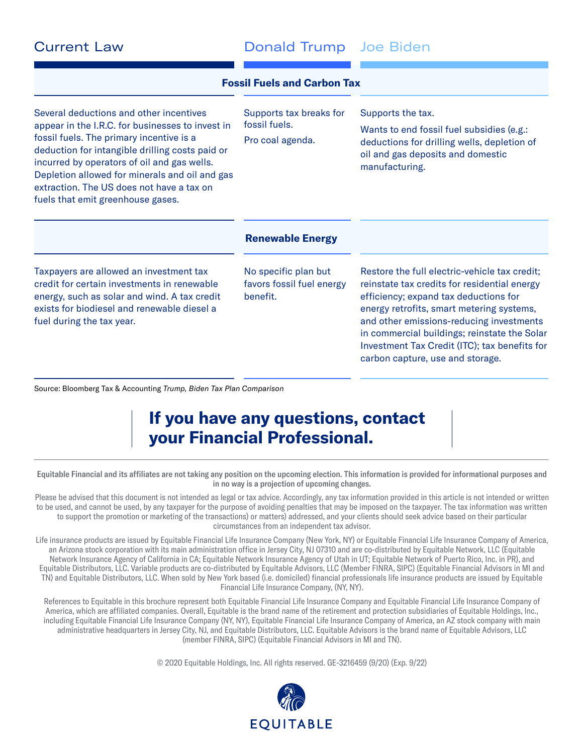| Current Law | Donald Trump | Joe Biden |
| --- | --- | --- |
| **Fossil Fuels and Carbon Tax** | | |
| Several deductions and other incentives appear in the I.R.C. for businesses to invest in fossil fuels. The primary incentive is a deduction for intangible drilling costs paid or incurred by operators of oil and gas wells. Depletion allowed for minerals and oil and gas extraction. The US does not have a tax on fuels that emit greenhouse gases. | Supports tax breaks for fossil fuels.<br>Pro coal agenda. | Supports the tax.<br>Wants to end fossil fuel subsidies (e.g.: deductions for drilling wells, depletion of oil and gas deposits and domestic manufacturing. |
| **Renewable Energy** | | |
| Taxpayers are allowed an investment tax credit for certain investments in renewable energy, such as solar and wind. A tax credit exists for biodiesel and renewable diesel a fuel during the tax year. | No specific plan but favors fossil fuel energy benefit. | Restore the full electric-vehicle tax credit; reinstate tax credits for residential energy efficiency; expand tax deductions for energy retrofits, smart metering systems, and other emissions-reducing investments in commercial buildings; reinstate the Solar Investment Tax Credit (ITC); tax benefits for carbon capture, use and storage. |

Source: Bloomberg Tax & Accounting *Trump, Biden Tax Plan Comparison*

## If you have any questions, contact your Financial Professional.

**Equitable Financial and its affiliates are not taking any position on the upcoming election. This information is provided for informational purposes and in no way is a projection of upcoming changes.**

Please be advised that this document is not intended as legal or tax advice. Accordingly, any tax information provided in this article is not intended or written to be used, and cannot be used, by any taxpayer for the purpose of avoiding penalties that may be imposed on the taxpayer. The tax information was written to support the promotion or marketing of the transactions) or matters) addressed, and your clients should seek advice based on their particular circumstances from an independent tax advisor.

Life insurance products are issued by Equitable Financial Life Insurance Company (New York, NY) or Equitable Financial Life Insurance Company of America, an Arizona stock corporation with its main administration office in Jersey City, NJ 07310 and are co-distributed by Equitable Network, LLC (Equitable Network Insurance Agency of California in CA; Equitable Network Insurance Agency of Utah in UT; Equitable Network of Puerto Rico, Inc. in PR), and Equitable Distributors, LLC. Variable products are co-distributed by Equitable Advisors, LLC (Member FINRA, SIPC) (Equitable Financial Advisors in MI and TN) and Equitable Distributors, LLC. When sold by New York based (i.e. domiciled) financial professionals life insurance products are issued by Equitable Financial Life Insurance Company, (NY, NY).

References to Equitable in this brochure represent both Equitable Financial Life Insurance Company and Equitable Financial Life Insurance Company of America, which are affiliated companies. Overall, Equitable is the brand name of the retirement and protection subsidiaries of Equitable Holdings, Inc., including Equitable Financial Life Insurance Company (NY, NY), Equitable Financial Life Insurance Company of America, an AZ stock company with main administrative headquarters in Jersey City, NJ, and Equitable Distributors, LLC. Equitable Advisors is the brand name of Equitable Advisors, LLC (member FINRA, SIPC) (Equitable Financial Advisors in MI and TN).

© 2020 Equitable Holdings, Inc. All rights reserved. GE-3216459 (9/20) (Exp. 9/22)

EQUITABLE